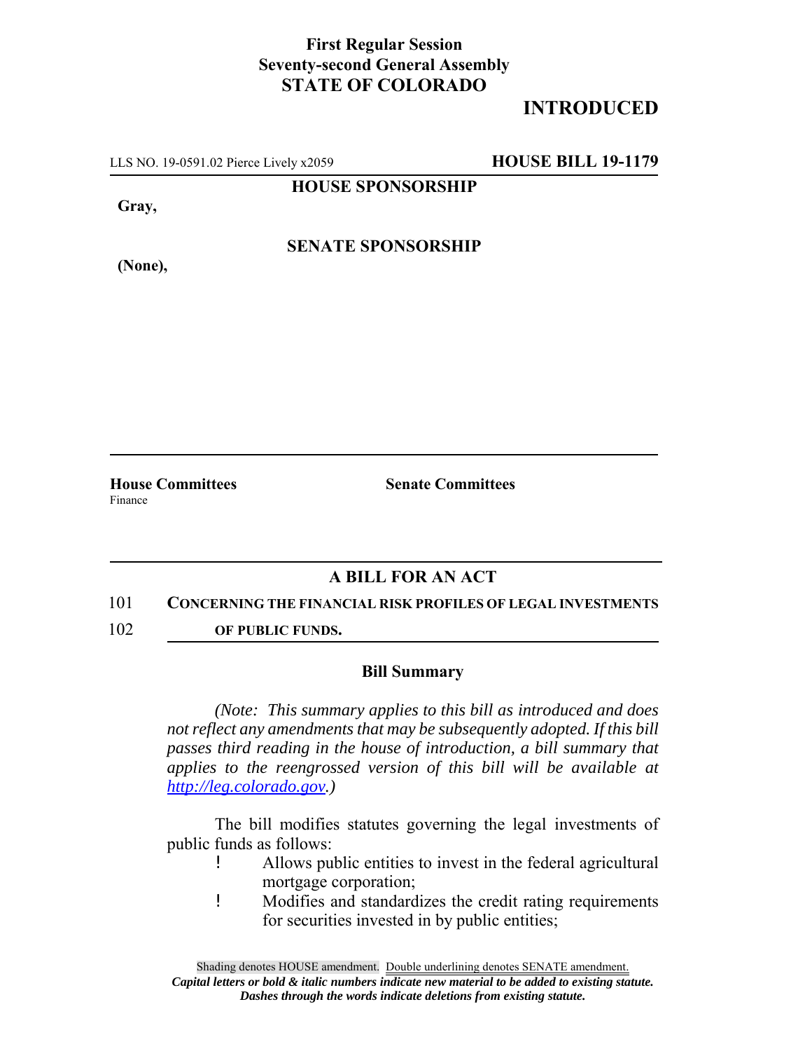**First Regular Session**
**Seventy-second General Assembly**
**STATE OF COLORADO**

**INTRODUCED**

LLS NO. 19-0591.02 Pierce Lively x2059 **HOUSE BILL 19-1179**

**HOUSE SPONSORSHIP**

**Gray,**

**SENATE SPONSORSHIP**

**(None),**

**House Committees**
Finance

**Senate Committees**

## A BILL FOR AN ACT

101 **CONCERNING THE FINANCIAL RISK PROFILES OF LEGAL INVESTMENTS**
102 **OF PUBLIC FUNDS.**

### Bill Summary

*(Note: This summary applies to this bill as introduced and does not reflect any amendments that may be subsequently adopted. If this bill passes third reading in the house of introduction, a bill summary that applies to the reengrossed version of this bill will be available at http://leg.colorado.gov.)*

The bill modifies statutes governing the legal investments of public funds as follows:

- Allows public entities to invest in the federal agricultural mortgage corporation;
- Modifies and standardizes the credit rating requirements for securities invested in by public entities;

Shading denotes HOUSE amendment. Double underlining denotes SENATE amendment.
*Capital letters or bold & italic numbers indicate new material to be added to existing statute.*
*Dashes through the words indicate deletions from existing statute.*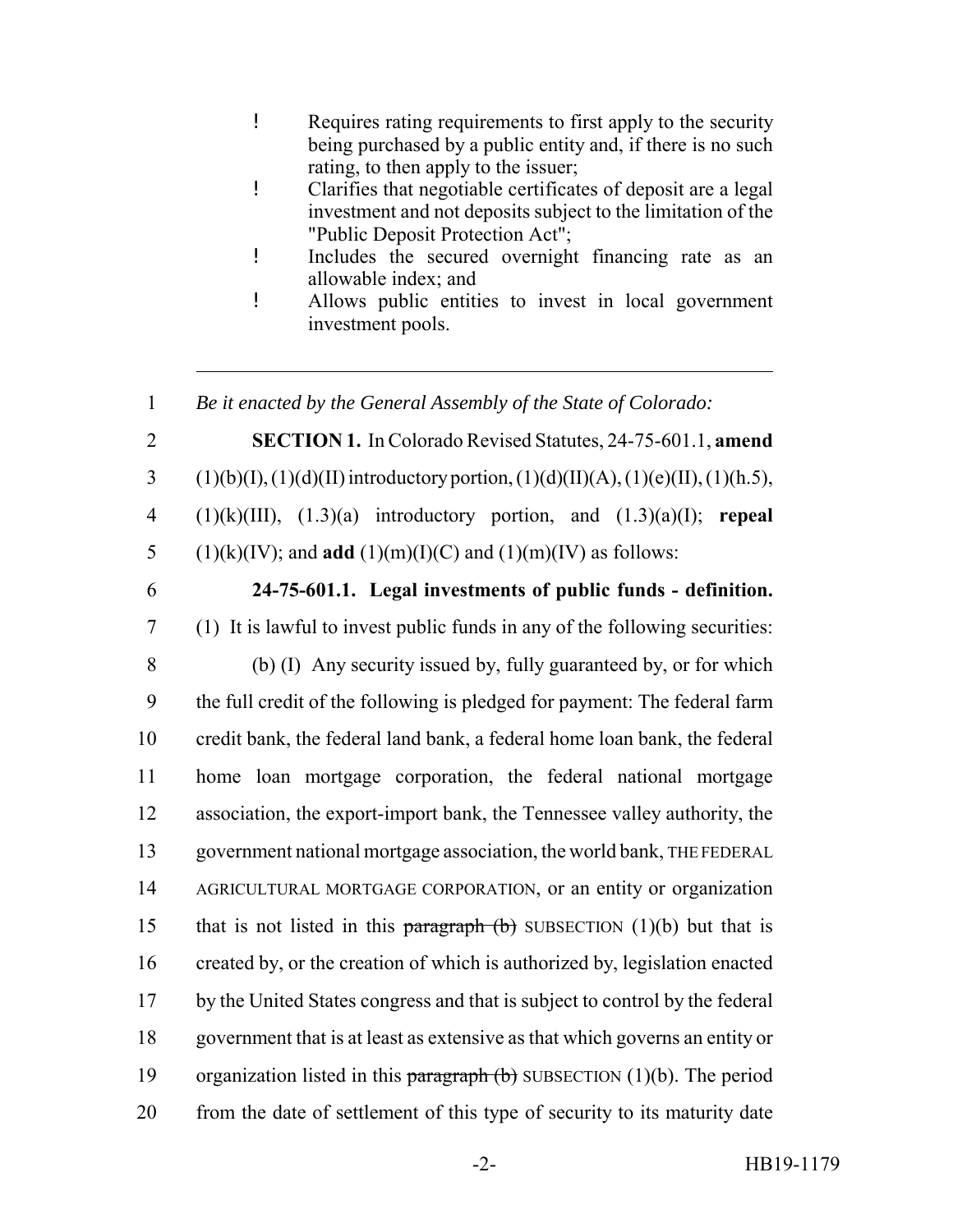- Requires rating requirements to first apply to the security being purchased by a public entity and, if there is no such rating, to then apply to the issuer;
- Clarifies that negotiable certificates of deposit are a legal investment and not deposits subject to the limitation of the "Public Deposit Protection Act";
- Includes the secured overnight financing rate as an allowable index; and
- Allows public entities to invest in local government investment pools.

---

1 *Be it enacted by the General Assembly of the State of Colorado:*

2 **SECTION 1.** In Colorado Revised Statutes, 24-75-601.1, **amend**
3 (1)(b)(I), (1)(d)(II) introductory portion, (1)(d)(II)(A), (1)(e)(II), (1)(h.5),
4 (1)(k)(III), (1.3)(a) introductory portion, and (1.3)(a)(I); **repeal**
5 (1)(k)(IV); and **add** (1)(m)(I)(C) and (1)(m)(IV) as follows:

6 **24-75-601.1. Legal investments of public funds - definition.**
7 (1) It is lawful to invest public funds in any of the following securities:

8 (b) (I) Any security issued by, fully guaranteed by, or for which
9 the full credit of the following is pledged for payment: The federal farm
10 credit bank, the federal land bank, a federal home loan bank, the federal
11 home loan mortgage corporation, the federal national mortgage
12 association, the export-import bank, the Tennessee valley authority, the
13 government national mortgage association, the world bank, THE FEDERAL
14 AGRICULTURAL MORTGAGE CORPORATION, or an entity or organization
15 that is not listed in this ~~paragraph (b)~~ SUBSECTION (1)(b) but that is
16 created by, or the creation of which is authorized by, legislation enacted
17 by the United States congress and that is subject to control by the federal
18 government that is at least as extensive as that which governs an entity or
19 organization listed in this ~~paragraph (b)~~ SUBSECTION (1)(b). The period
20 from the date of settlement of this type of security to its maturity date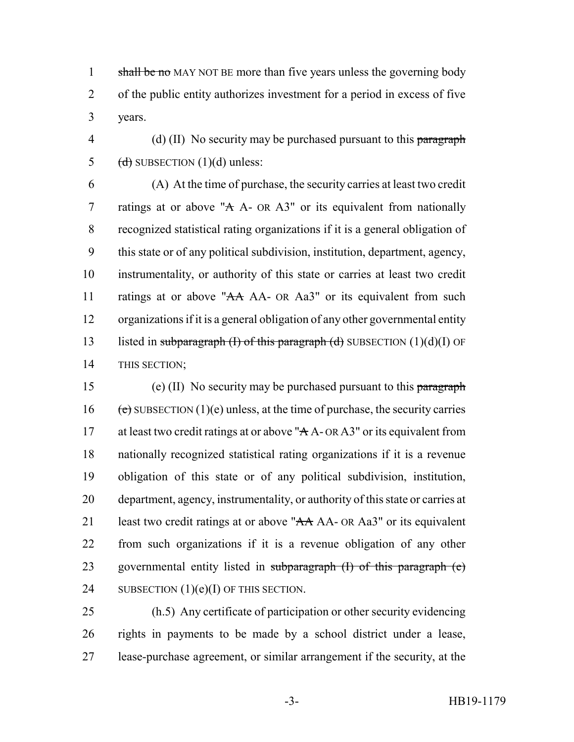shall be no MAY NOT BE more than five years unless the governing body of the public entity authorizes investment for a period in excess of five years.

(d) (II) No security may be purchased pursuant to this paragraph (d) SUBSECTION (1)(d) unless:

(A) At the time of purchase, the security carries at least two credit ratings at or above "A A- OR A3" or its equivalent from nationally recognized statistical rating organizations if it is a general obligation of this state or of any political subdivision, institution, department, agency, instrumentality, or authority of this state or carries at least two credit ratings at or above "AA AA- OR Aa3" or its equivalent from such organizations if it is a general obligation of any other governmental entity listed in subparagraph (I) of this paragraph (d) SUBSECTION (1)(d)(I) OF THIS SECTION;

(e) (II) No security may be purchased pursuant to this paragraph (e) SUBSECTION (1)(e) unless, at the time of purchase, the security carries at least two credit ratings at or above "A A- OR A3" or its equivalent from nationally recognized statistical rating organizations if it is a revenue obligation of this state or of any political subdivision, institution, department, agency, instrumentality, or authority of this state or carries at least two credit ratings at or above "AA AA- OR Aa3" or its equivalent from such organizations if it is a revenue obligation of any other governmental entity listed in subparagraph (I) of this paragraph (e) SUBSECTION (1)(e)(I) OF THIS SECTION.

(h.5) Any certificate of participation or other security evidencing rights in payments to be made by a school district under a lease, lease-purchase agreement, or similar arrangement if the security, at the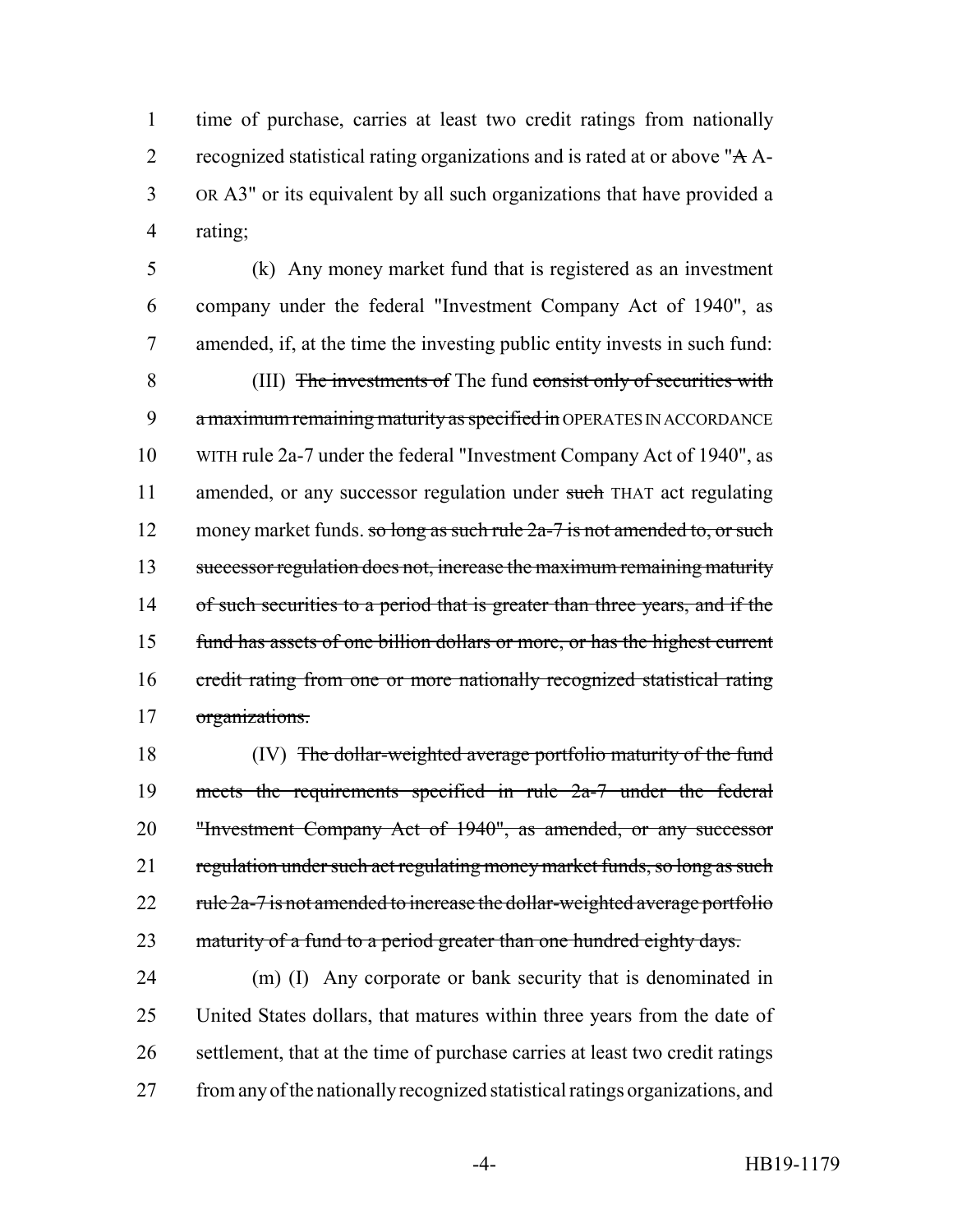time of purchase, carries at least two credit ratings from nationally recognized statistical rating organizations and is rated at or above "~~A~~ A- OR A3" or its equivalent by all such organizations that have provided a rating;

(k) Any money market fund that is registered as an investment company under the federal "Investment Company Act of 1940", as amended, if, at the time the investing public entity invests in such fund:

(III) ~~The investments of~~ The fund ~~consist only of securities with a maximum remaining maturity as specified in~~ OPERATES IN ACCORDANCE WITH rule 2a-7 under the federal "Investment Company Act of 1940", as amended, or any successor regulation under ~~such~~ THAT act regulating money market funds. ~~so long as such rule 2a-7 is not amended to, or such successor regulation does not, increase the maximum remaining maturity of such securities to a period that is greater than three years, and if the fund has assets of one billion dollars or more, or has the highest current credit rating from one or more nationally recognized statistical rating organizations.~~

(IV) ~~The dollar-weighted average portfolio maturity of the fund meets the requirements specified in rule 2a-7 under the federal "Investment Company Act of 1940", as amended, or any successor regulation under such act regulating money market funds, so long as such rule 2a-7 is not amended to increase the dollar-weighted average portfolio maturity of a fund to a period greater than one hundred eighty days.~~

(m) (I) Any corporate or bank security that is denominated in United States dollars, that matures within three years from the date of settlement, that at the time of purchase carries at least two credit ratings from any of the nationally recognized statistical ratings organizations, and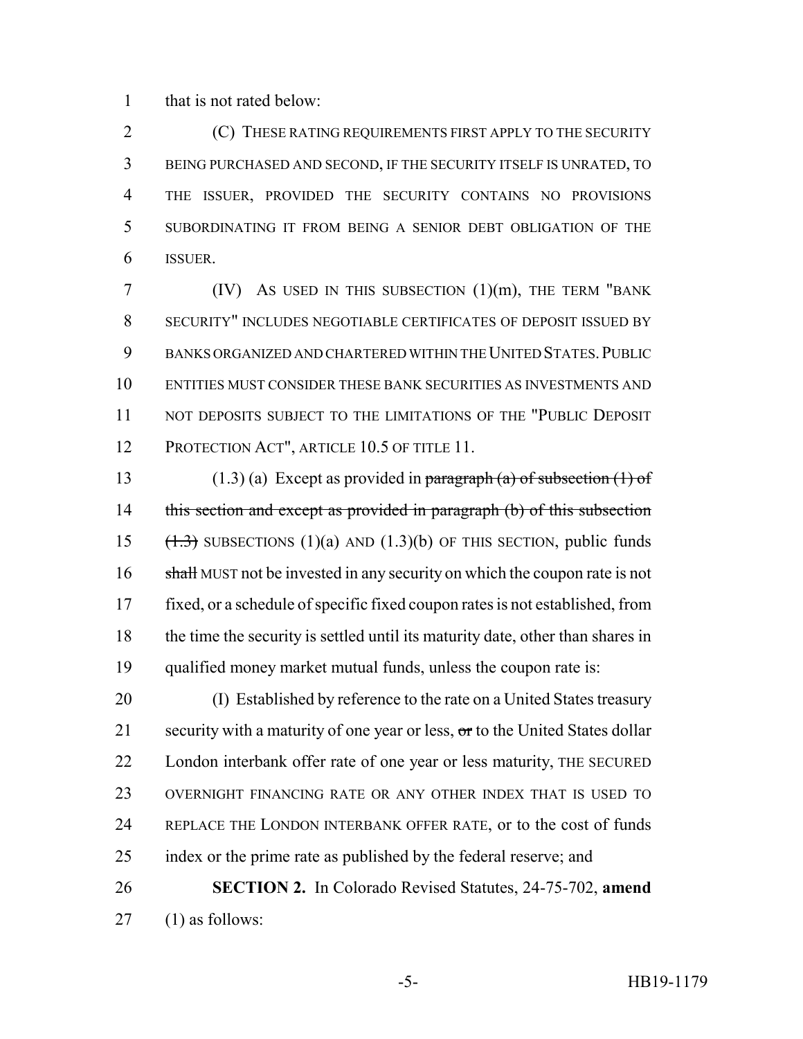that is not rated below:

(C) THESE RATING REQUIREMENTS FIRST APPLY TO THE SECURITY BEING PURCHASED AND SECOND, IF THE SECURITY ITSELF IS UNRATED, TO THE ISSUER, PROVIDED THE SECURITY CONTAINS NO PROVISIONS SUBORDINATING IT FROM BEING A SENIOR DEBT OBLIGATION OF THE ISSUER.

(IV) AS USED IN THIS SUBSECTION (1)(m), THE TERM "BANK SECURITY" INCLUDES NEGOTIABLE CERTIFICATES OF DEPOSIT ISSUED BY BANKS ORGANIZED AND CHARTERED WITHIN THE UNITED STATES. PUBLIC ENTITIES MUST CONSIDER THESE BANK SECURITIES AS INVESTMENTS AND NOT DEPOSITS SUBJECT TO THE LIMITATIONS OF THE "PUBLIC DEPOSIT PROTECTION ACT", ARTICLE 10.5 OF TITLE 11.

(1.3) (a) Except as provided in ~~paragraph (a) of subsection (1) of this section and except as provided in paragraph (b) of this subsection (1.3)~~ SUBSECTIONS (1)(a) AND (1.3)(b) OF THIS SECTION, public funds ~~shall~~ MUST not be invested in any security on which the coupon rate is not fixed, or a schedule of specific fixed coupon rates is not established, from the time the security is settled until its maturity date, other than shares in qualified money market mutual funds, unless the coupon rate is:

(I) Established by reference to the rate on a United States treasury security with a maturity of one year or less, ~~or~~ to the United States dollar London interbank offer rate of one year or less maturity, THE SECURED OVERNIGHT FINANCING RATE OR ANY OTHER INDEX THAT IS USED TO REPLACE THE LONDON INTERBANK OFFER RATE, or to the cost of funds index or the prime rate as published by the federal reserve; and

**SECTION 2.** In Colorado Revised Statutes, 24-75-702, **amend** (1) as follows: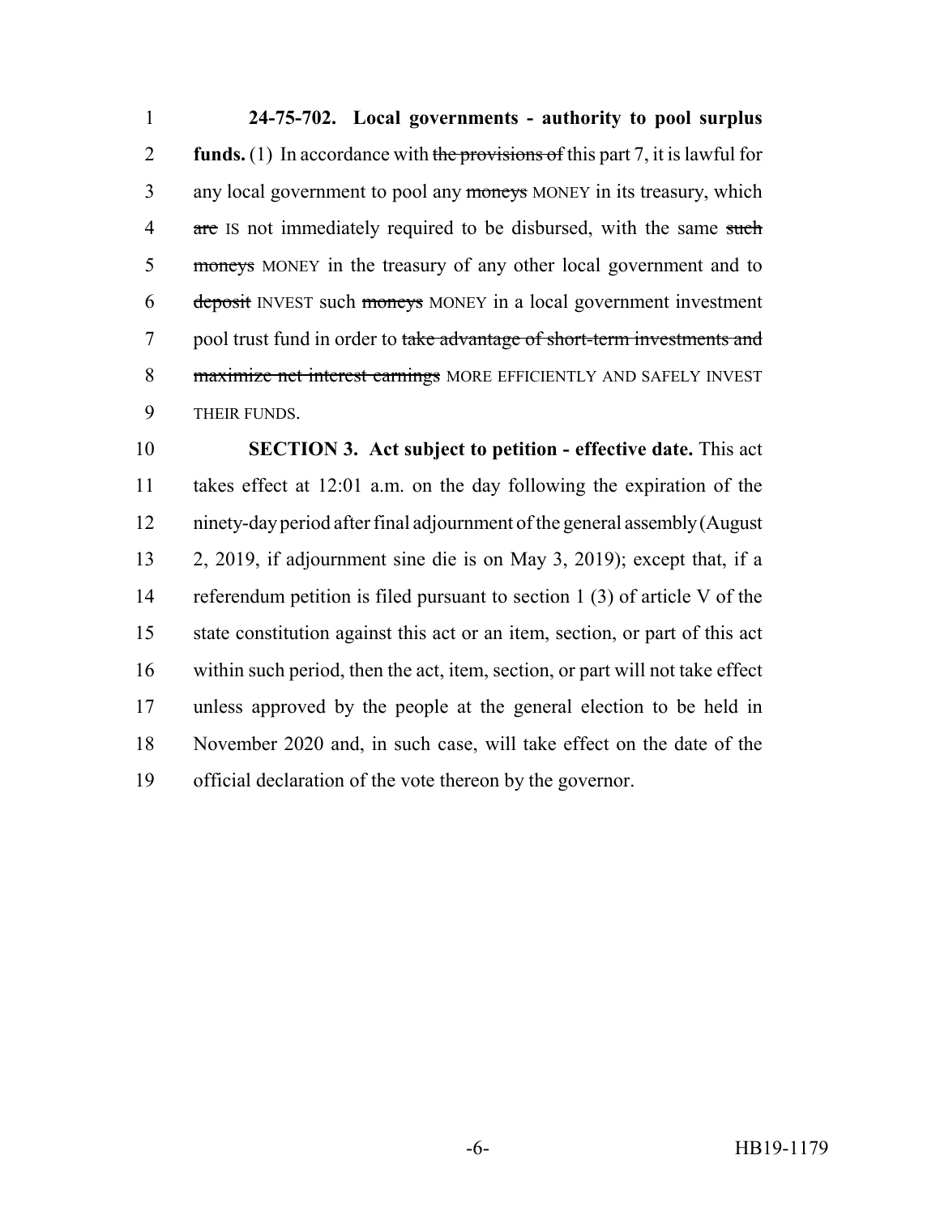**24-75-702. Local governments - authority to pool surplus funds.** (1) In accordance with ~~the provisions of~~ this part 7, it is lawful for any local government to pool any ~~moneys~~ MONEY in its treasury, which ~~are~~ IS not immediately required to be disbursed, with the same ~~such moneys~~ MONEY in the treasury of any other local government and to ~~deposit~~ INVEST such ~~moneys~~ MONEY in a local government investment pool trust fund in order to ~~take advantage of short-term investments and maximize net interest earnings~~ MORE EFFICIENTLY AND SAFELY INVEST THEIR FUNDS.

**SECTION 3. Act subject to petition - effective date.** This act takes effect at 12:01 a.m. on the day following the expiration of the ninety-day period after final adjournment of the general assembly (August 2, 2019, if adjournment sine die is on May 3, 2019); except that, if a referendum petition is filed pursuant to section 1 (3) of article V of the state constitution against this act or an item, section, or part of this act within such period, then the act, item, section, or part will not take effect unless approved by the people at the general election to be held in November 2020 and, in such case, will take effect on the date of the official declaration of the vote thereon by the governor.